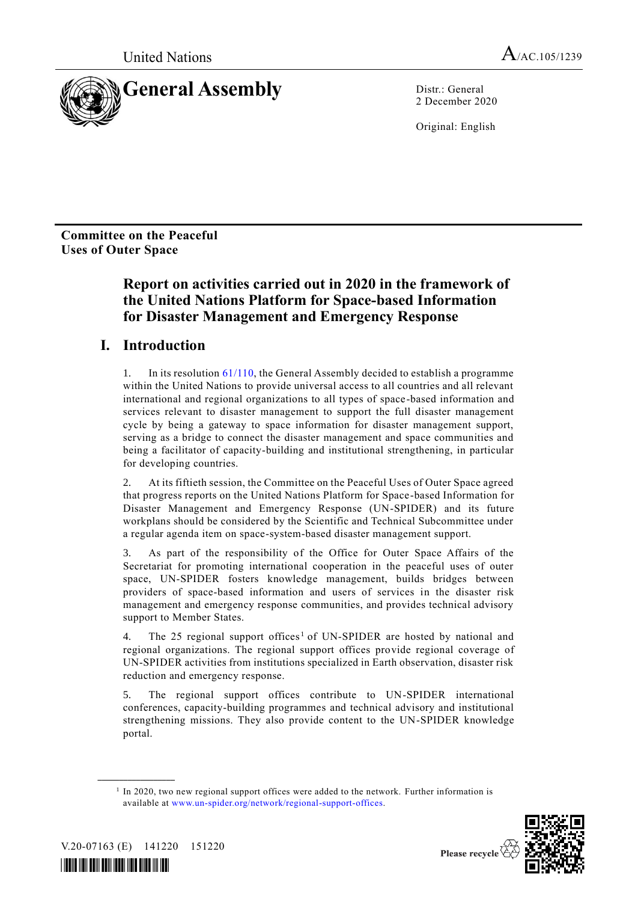United Nations

A/AC.105/1239

# General Assembly

Distr.: General
2 December 2020

Original: English

**Committee on the Peaceful Uses of Outer Space**

# Report on activities carried out in 2020 in the framework of the United Nations Platform for Space-based Information for Disaster Management and Emergency Response

## I. Introduction

1. In its resolution 61/110, the General Assembly decided to establish a programme within the United Nations to provide universal access to all countries and all relevant international and regional organizations to all types of space-based information and services relevant to disaster management to support the full disaster management cycle by being a gateway to space information for disaster management support, serving as a bridge to connect the disaster management and space communities and being a facilitator of capacity-building and institutional strengthening, in particular for developing countries.

2. At its fiftieth session, the Committee on the Peaceful Uses of Outer Space agreed that progress reports on the United Nations Platform for Space-based Information for Disaster Management and Emergency Response (UN-SPIDER) and its future workplans should be considered by the Scientific and Technical Subcommittee under a regular agenda item on space-system-based disaster management support.

3. As part of the responsibility of the Office for Outer Space Affairs of the Secretariat for promoting international cooperation in the peaceful uses of outer space, UN-SPIDER fosters knowledge management, builds bridges between providers of space-based information and users of services in the disaster risk management and emergency response communities, and provides technical advisory support to Member States.

4. The 25 regional support offices[1] of UN-SPIDER are hosted by national and regional organizations. The regional support offices provide regional coverage of UN-SPIDER activities from institutions specialized in Earth observation, disaster risk reduction and emergency response.

5. The regional support offices contribute to UN-SPIDER international conferences, capacity-building programmes and technical advisory and institutional strengthening missions. They also provide content to the UN-SPIDER knowledge portal.

---

[1] In 2020, two new regional support offices were added to the network. Further information is available at www.un-spider.org/network/regional-support-offices.

V.20-07163 (E) 141220 151220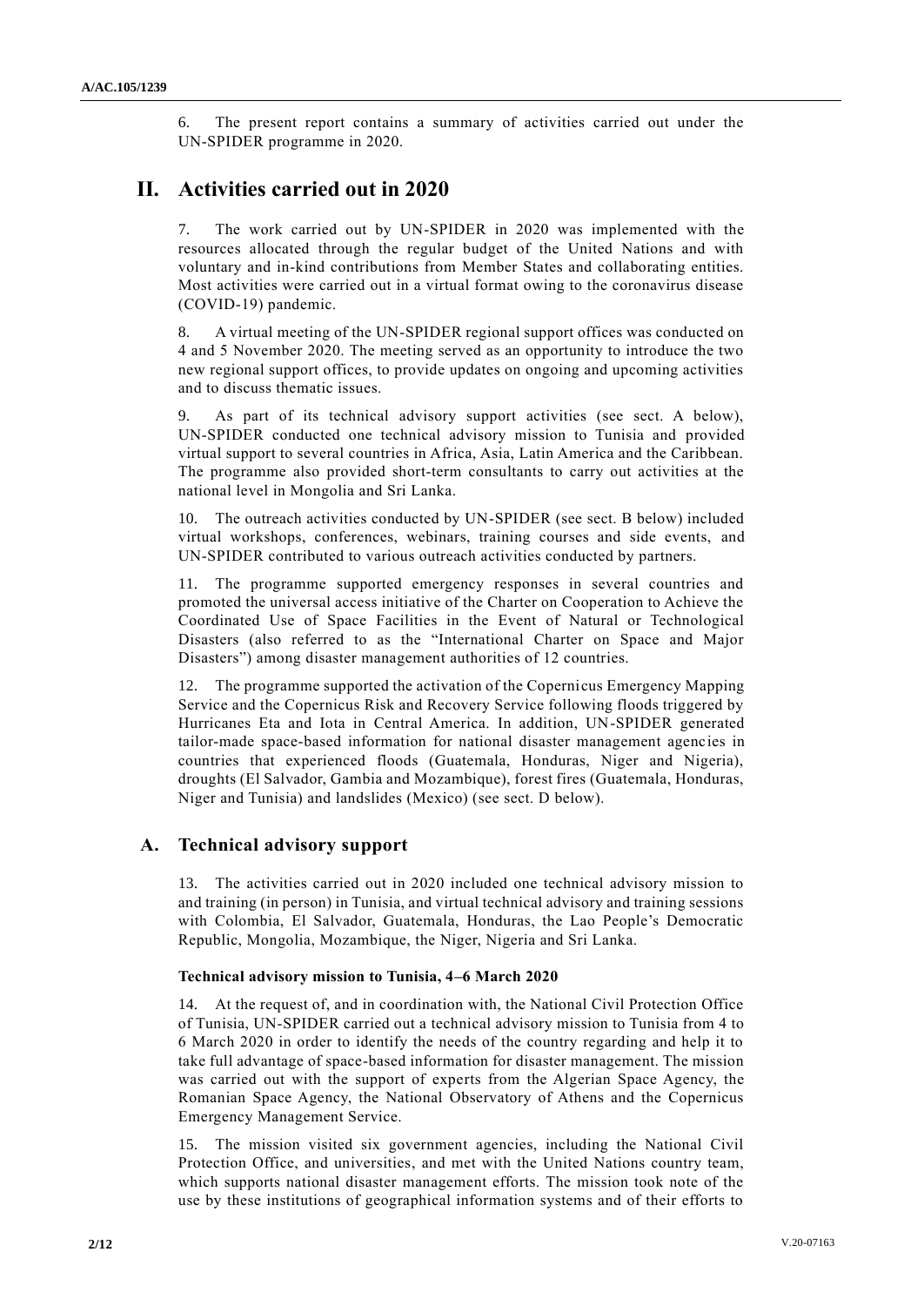6. The present report contains a summary of activities carried out under the UN-SPIDER programme in 2020.

# II. Activities carried out in 2020

7. The work carried out by UN-SPIDER in 2020 was implemented with the resources allocated through the regular budget of the United Nations and with voluntary and in-kind contributions from Member States and collaborating entities. Most activities were carried out in a virtual format owing to the coronavirus disease (COVID-19) pandemic.

8. A virtual meeting of the UN-SPIDER regional support offices was conducted on 4 and 5 November 2020. The meeting served as an opportunity to introduce the two new regional support offices, to provide updates on ongoing and upcoming activities and to discuss thematic issues.

9. As part of its technical advisory support activities (see sect. A below), UN-SPIDER conducted one technical advisory mission to Tunisia and provided virtual support to several countries in Africa, Asia, Latin America and the Caribbean. The programme also provided short-term consultants to carry out activities at the national level in Mongolia and Sri Lanka.

10. The outreach activities conducted by UN-SPIDER (see sect. B below) included virtual workshops, conferences, webinars, training courses and side events, and UN-SPIDER contributed to various outreach activities conducted by partners.

11. The programme supported emergency responses in several countries and promoted the universal access initiative of the Charter on Cooperation to Achieve the Coordinated Use of Space Facilities in the Event of Natural or Technological Disasters (also referred to as the "International Charter on Space and Major Disasters") among disaster management authorities of 12 countries.

12. The programme supported the activation of the Copernicus Emergency Mapping Service and the Copernicus Risk and Recovery Service following floods triggered by Hurricanes Eta and Iota in Central America. In addition, UN-SPIDER generated tailor-made space-based information for national disaster management agencies in countries that experienced floods (Guatemala, Honduras, Niger and Nigeria), droughts (El Salvador, Gambia and Mozambique), forest fires (Guatemala, Honduras, Niger and Tunisia) and landslides (Mexico) (see sect. D below).

## A. Technical advisory support

13. The activities carried out in 2020 included one technical advisory mission to and training (in person) in Tunisia, and virtual technical advisory and training sessions with Colombia, El Salvador, Guatemala, Honduras, the Lao People's Democratic Republic, Mongolia, Mozambique, the Niger, Nigeria and Sri Lanka.

### Technical advisory mission to Tunisia, 4–6 March 2020

14. At the request of, and in coordination with, the National Civil Protection Office of Tunisia, UN-SPIDER carried out a technical advisory mission to Tunisia from 4 to 6 March 2020 in order to identify the needs of the country regarding and help it to take full advantage of space-based information for disaster management. The mission was carried out with the support of experts from the Algerian Space Agency, the Romanian Space Agency, the National Observatory of Athens and the Copernicus Emergency Management Service.

15. The mission visited six government agencies, including the National Civil Protection Office, and universities, and met with the United Nations country team, which supports national disaster management efforts. The mission took note of the use by these institutions of geographical information systems and of their efforts to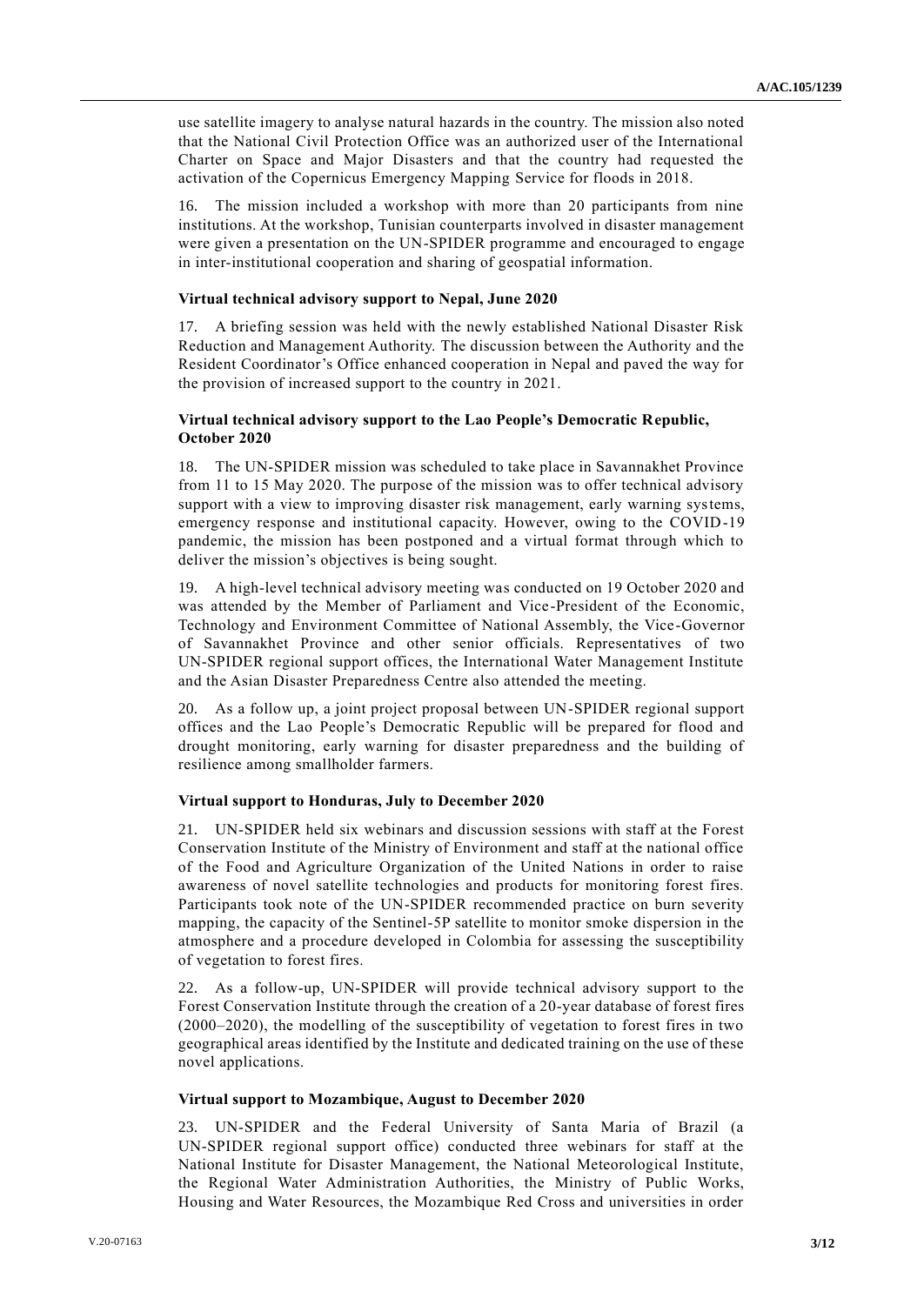use satellite imagery to analyse natural hazards in the country. The mission also noted that the National Civil Protection Office was an authorized user of the International Charter on Space and Major Disasters and that the country had requested the activation of the Copernicus Emergency Mapping Service for floods in 2018.

16. The mission included a workshop with more than 20 participants from nine institutions. At the workshop, Tunisian counterparts involved in disaster management were given a presentation on the UN-SPIDER programme and encouraged to engage in inter-institutional cooperation and sharing of geospatial information.

**Virtual technical advisory support to Nepal, June 2020**

17. A briefing session was held with the newly established National Disaster Risk Reduction and Management Authority. The discussion between the Authority and the Resident Coordinator's Office enhanced cooperation in Nepal and paved the way for the provision of increased support to the country in 2021.

**Virtual technical advisory support to the Lao People's Democratic Republic, October 2020**

18. The UN-SPIDER mission was scheduled to take place in Savannakhet Province from 11 to 15 May 2020. The purpose of the mission was to offer technical advisory support with a view to improving disaster risk management, early warning systems, emergency response and institutional capacity. However, owing to the COVID-19 pandemic, the mission has been postponed and a virtual format through which to deliver the mission's objectives is being sought.

19. A high-level technical advisory meeting was conducted on 19 October 2020 and was attended by the Member of Parliament and Vice-President of the Economic, Technology and Environment Committee of National Assembly, the Vice-Governor of Savannakhet Province and other senior officials. Representatives of two UN-SPIDER regional support offices, the International Water Management Institute and the Asian Disaster Preparedness Centre also attended the meeting.

20. As a follow up, a joint project proposal between UN-SPIDER regional support offices and the Lao People's Democratic Republic will be prepared for flood and drought monitoring, early warning for disaster preparedness and the building of resilience among smallholder farmers.

**Virtual support to Honduras, July to December 2020**

21. UN-SPIDER held six webinars and discussion sessions with staff at the Forest Conservation Institute of the Ministry of Environment and staff at the national office of the Food and Agriculture Organization of the United Nations in order to raise awareness of novel satellite technologies and products for monitoring forest fires. Participants took note of the UN-SPIDER recommended practice on burn severity mapping, the capacity of the Sentinel-5P satellite to monitor smoke dispersion in the atmosphere and a procedure developed in Colombia for assessing the susceptibility of vegetation to forest fires.

22. As a follow-up, UN-SPIDER will provide technical advisory support to the Forest Conservation Institute through the creation of a 20-year database of forest fires (2000–2020), the modelling of the susceptibility of vegetation to forest fires in two geographical areas identified by the Institute and dedicated training on the use of these novel applications.

**Virtual support to Mozambique, August to December 2020**

23. UN-SPIDER and the Federal University of Santa Maria of Brazil (a UN-SPIDER regional support office) conducted three webinars for staff at the National Institute for Disaster Management, the National Meteorological Institute, the Regional Water Administration Authorities, the Ministry of Public Works, Housing and Water Resources, the Mozambique Red Cross and universities in order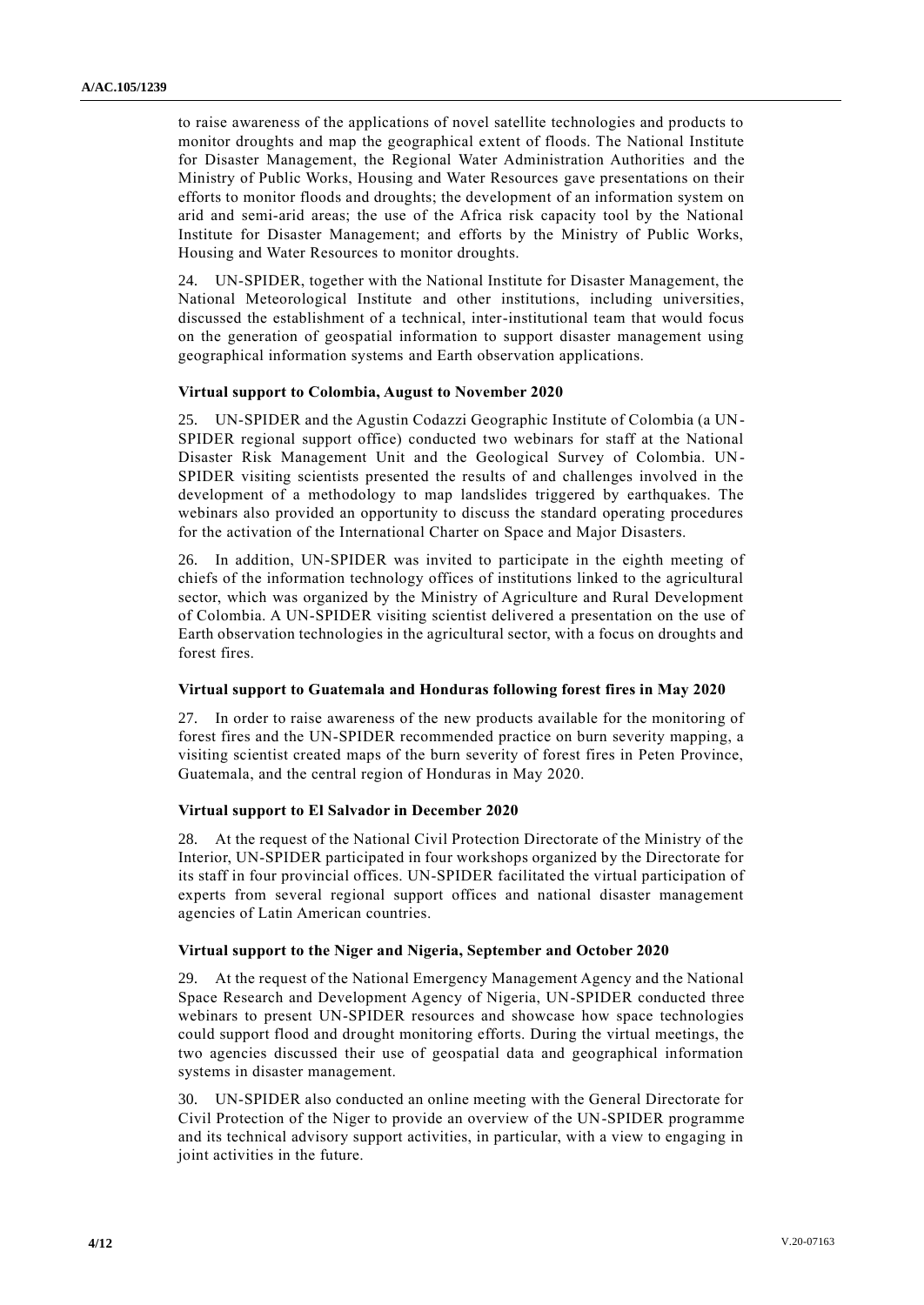to raise awareness of the applications of novel satellite technologies and products to monitor droughts and map the geographical extent of floods. The National Institute for Disaster Management, the Regional Water Administration Authorities and the Ministry of Public Works, Housing and Water Resources gave presentations on their efforts to monitor floods and droughts; the development of an information system on arid and semi-arid areas; the use of the Africa risk capacity tool by the National Institute for Disaster Management; and efforts by the Ministry of Public Works, Housing and Water Resources to monitor droughts.

24. UN-SPIDER, together with the National Institute for Disaster Management, the National Meteorological Institute and other institutions, including universities, discussed the establishment of a technical, inter-institutional team that would focus on the generation of geospatial information to support disaster management using geographical information systems and Earth observation applications.

**Virtual support to Colombia, August to November 2020**

25. UN-SPIDER and the Agustin Codazzi Geographic Institute of Colombia (a UN-SPIDER regional support office) conducted two webinars for staff at the National Disaster Risk Management Unit and the Geological Survey of Colombia. UN-SPIDER visiting scientists presented the results of and challenges involved in the development of a methodology to map landslides triggered by earthquakes. The webinars also provided an opportunity to discuss the standard operating procedures for the activation of the International Charter on Space and Major Disasters.

26. In addition, UN-SPIDER was invited to participate in the eighth meeting of chiefs of the information technology offices of institutions linked to the agricultural sector, which was organized by the Ministry of Agriculture and Rural Development of Colombia. A UN-SPIDER visiting scientist delivered a presentation on the use of Earth observation technologies in the agricultural sector, with a focus on droughts and forest fires.

**Virtual support to Guatemala and Honduras following forest fires in May 2020**

27. In order to raise awareness of the new products available for the monitoring of forest fires and the UN-SPIDER recommended practice on burn severity mapping, a visiting scientist created maps of the burn severity of forest fires in Peten Province, Guatemala, and the central region of Honduras in May 2020.

**Virtual support to El Salvador in December 2020**

28. At the request of the National Civil Protection Directorate of the Ministry of the Interior, UN-SPIDER participated in four workshops organized by the Directorate for its staff in four provincial offices. UN-SPIDER facilitated the virtual participation of experts from several regional support offices and national disaster management agencies of Latin American countries.

**Virtual support to the Niger and Nigeria, September and October 2020**

29. At the request of the National Emergency Management Agency and the National Space Research and Development Agency of Nigeria, UN-SPIDER conducted three webinars to present UN-SPIDER resources and showcase how space technologies could support flood and drought monitoring efforts. During the virtual meetings, the two agencies discussed their use of geospatial data and geographical information systems in disaster management.

30. UN-SPIDER also conducted an online meeting with the General Directorate for Civil Protection of the Niger to provide an overview of the UN-SPIDER programme and its technical advisory support activities, in particular, with a view to engaging in joint activities in the future.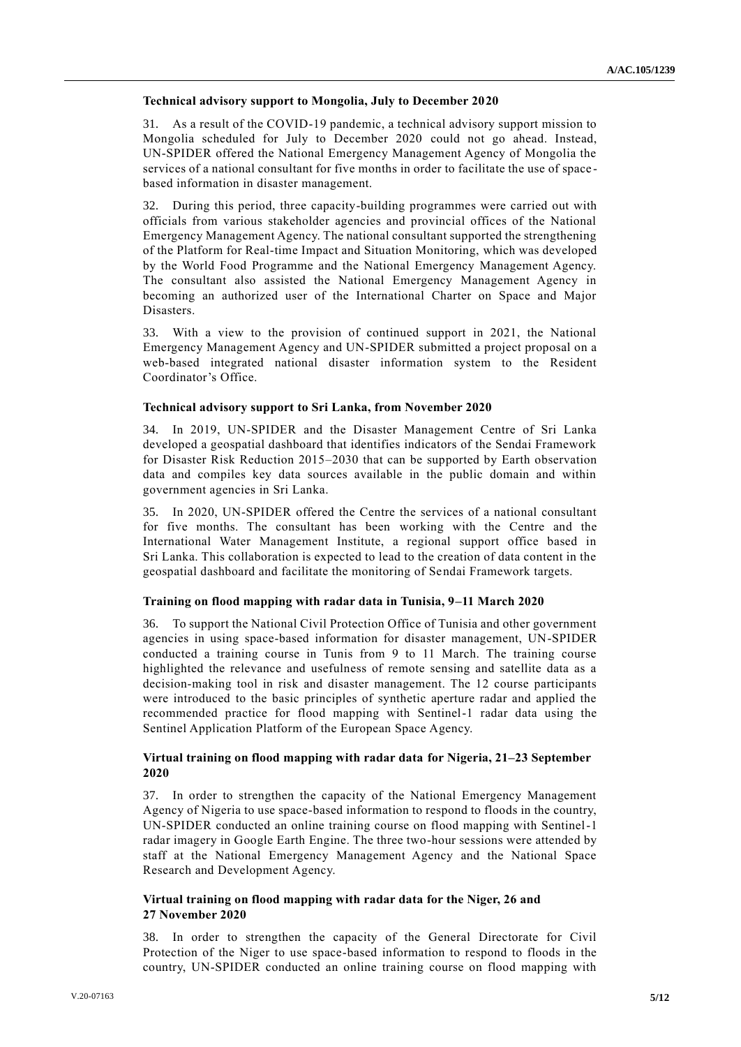**Technical advisory support to Mongolia, July to December 2020**

31. As a result of the COVID-19 pandemic, a technical advisory support mission to Mongolia scheduled for July to December 2020 could not go ahead. Instead, UN-SPIDER offered the National Emergency Management Agency of Mongolia the services of a national consultant for five months in order to facilitate the use of space-based information in disaster management.

32. During this period, three capacity-building programmes were carried out with officials from various stakeholder agencies and provincial offices of the National Emergency Management Agency. The national consultant supported the strengthening of the Platform for Real-time Impact and Situation Monitoring, which was developed by the World Food Programme and the National Emergency Management Agency. The consultant also assisted the National Emergency Management Agency in becoming an authorized user of the International Charter on Space and Major Disasters.

33. With a view to the provision of continued support in 2021, the National Emergency Management Agency and UN-SPIDER submitted a project proposal on a web-based integrated national disaster information system to the Resident Coordinator's Office.

**Technical advisory support to Sri Lanka, from November 2020**

34. In 2019, UN-SPIDER and the Disaster Management Centre of Sri Lanka developed a geospatial dashboard that identifies indicators of the Sendai Framework for Disaster Risk Reduction 2015–2030 that can be supported by Earth observation data and compiles key data sources available in the public domain and within government agencies in Sri Lanka.

35. In 2020, UN-SPIDER offered the Centre the services of a national consultant for five months. The consultant has been working with the Centre and the International Water Management Institute, a regional support office based in Sri Lanka. This collaboration is expected to lead to the creation of data content in the geospatial dashboard and facilitate the monitoring of Sendai Framework targets.

**Training on flood mapping with radar data in Tunisia, 9–11 March 2020**

36. To support the National Civil Protection Office of Tunisia and other government agencies in using space-based information for disaster management, UN-SPIDER conducted a training course in Tunis from 9 to 11 March. The training course highlighted the relevance and usefulness of remote sensing and satellite data as a decision-making tool in risk and disaster management. The 12 course participants were introduced to the basic principles of synthetic aperture radar and applied the recommended practice for flood mapping with Sentinel-1 radar data using the Sentinel Application Platform of the European Space Agency.

**Virtual training on flood mapping with radar data for Nigeria, 21–23 September 2020**

37. In order to strengthen the capacity of the National Emergency Management Agency of Nigeria to use space-based information to respond to floods in the country, UN-SPIDER conducted an online training course on flood mapping with Sentinel-1 radar imagery in Google Earth Engine. The three two-hour sessions were attended by staff at the National Emergency Management Agency and the National Space Research and Development Agency.

**Virtual training on flood mapping with radar data for the Niger, 26 and 27 November 2020**

38. In order to strengthen the capacity of the General Directorate for Civil Protection of the Niger to use space-based information to respond to floods in the country, UN-SPIDER conducted an online training course on flood mapping with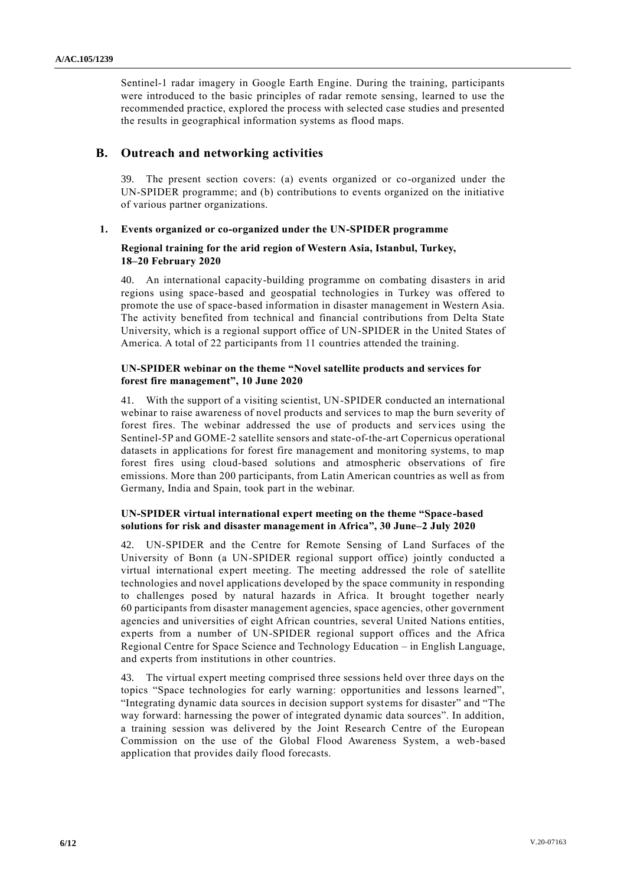Sentinel-1 radar imagery in Google Earth Engine. During the training, participants were introduced to the basic principles of radar remote sensing, learned to use the recommended practice, explored the process with selected case studies and presented the results in geographical information systems as flood maps.

## B. Outreach and networking activities

39. The present section covers: (a) events organized or co-organized under the UN-SPIDER programme; and (b) contributions to events organized on the initiative of various partner organizations.

### 1. Events organized or co-organized under the UN-SPIDER programme

#### Regional training for the arid region of Western Asia, Istanbul, Turkey, 18–20 February 2020

40. An international capacity-building programme on combating disasters in arid regions using space-based and geospatial technologies in Turkey was offered to promote the use of space-based information in disaster management in Western Asia. The activity benefited from technical and financial contributions from Delta State University, which is a regional support office of UN-SPIDER in the United States of America. A total of 22 participants from 11 countries attended the training.

#### UN-SPIDER webinar on the theme "Novel satellite products and services for forest fire management", 10 June 2020

41. With the support of a visiting scientist, UN-SPIDER conducted an international webinar to raise awareness of novel products and services to map the burn severity of forest fires. The webinar addressed the use of products and services using the Sentinel-5P and GOME-2 satellite sensors and state-of-the-art Copernicus operational datasets in applications for forest fire management and monitoring systems, to map forest fires using cloud-based solutions and atmospheric observations of fire emissions. More than 200 participants, from Latin American countries as well as from Germany, India and Spain, took part in the webinar.

#### UN-SPIDER virtual international expert meeting on the theme "Space-based solutions for risk and disaster management in Africa", 30 June–2 July 2020

42. UN-SPIDER and the Centre for Remote Sensing of Land Surfaces of the University of Bonn (a UN-SPIDER regional support office) jointly conducted a virtual international expert meeting. The meeting addressed the role of satellite technologies and novel applications developed by the space community in responding to challenges posed by natural hazards in Africa. It brought together nearly 60 participants from disaster management agencies, space agencies, other government agencies and universities of eight African countries, several United Nations entities, experts from a number of UN-SPIDER regional support offices and the Africa Regional Centre for Space Science and Technology Education – in English Language, and experts from institutions in other countries.

43. The virtual expert meeting comprised three sessions held over three days on the topics "Space technologies for early warning: opportunities and lessons learned", "Integrating dynamic data sources in decision support systems for disaster" and "The way forward: harnessing the power of integrated dynamic data sources". In addition, a training session was delivered by the Joint Research Centre of the European Commission on the use of the Global Flood Awareness System, a web-based application that provides daily flood forecasts.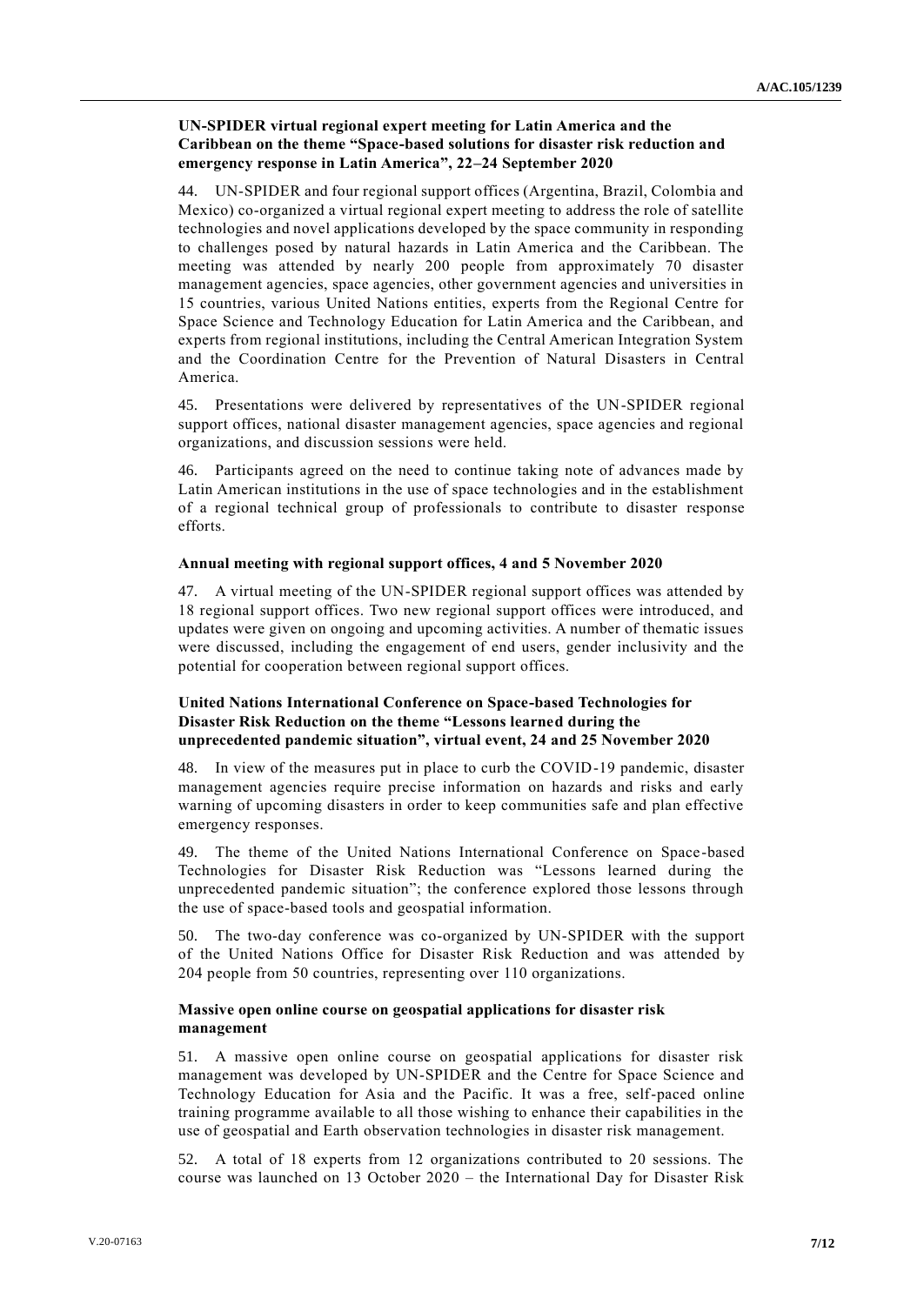**UN-SPIDER virtual regional expert meeting for Latin America and the Caribbean on the theme "Space-based solutions for disaster risk reduction and emergency response in Latin America", 22–24 September 2020**

44. UN-SPIDER and four regional support offices (Argentina, Brazil, Colombia and Mexico) co-organized a virtual regional expert meeting to address the role of satellite technologies and novel applications developed by the space community in responding to challenges posed by natural hazards in Latin America and the Caribbean. The meeting was attended by nearly 200 people from approximately 70 disaster management agencies, space agencies, other government agencies and universities in 15 countries, various United Nations entities, experts from the Regional Centre for Space Science and Technology Education for Latin America and the Caribbean, and experts from regional institutions, including the Central American Integration System and the Coordination Centre for the Prevention of Natural Disasters in Central America.

45. Presentations were delivered by representatives of the UN-SPIDER regional support offices, national disaster management agencies, space agencies and regional organizations, and discussion sessions were held.

46. Participants agreed on the need to continue taking note of advances made by Latin American institutions in the use of space technologies and in the establishment of a regional technical group of professionals to contribute to disaster response efforts.

**Annual meeting with regional support offices, 4 and 5 November 2020**

47. A virtual meeting of the UN-SPIDER regional support offices was attended by 18 regional support offices. Two new regional support offices were introduced, and updates were given on ongoing and upcoming activities. A number of thematic issues were discussed, including the engagement of end users, gender inclusivity and the potential for cooperation between regional support offices.

**United Nations International Conference on Space-based Technologies for Disaster Risk Reduction on the theme "Lessons learned during the unprecedented pandemic situation", virtual event, 24 and 25 November 2020**

48. In view of the measures put in place to curb the COVID-19 pandemic, disaster management agencies require precise information on hazards and risks and early warning of upcoming disasters in order to keep communities safe and plan effective emergency responses.

49. The theme of the United Nations International Conference on Space-based Technologies for Disaster Risk Reduction was "Lessons learned during the unprecedented pandemic situation"; the conference explored those lessons through the use of space-based tools and geospatial information.

50. The two-day conference was co-organized by UN-SPIDER with the support of the United Nations Office for Disaster Risk Reduction and was attended by 204 people from 50 countries, representing over 110 organizations.

**Massive open online course on geospatial applications for disaster risk management**

51. A massive open online course on geospatial applications for disaster risk management was developed by UN-SPIDER and the Centre for Space Science and Technology Education for Asia and the Pacific. It was a free, self-paced online training programme available to all those wishing to enhance their capabilities in the use of geospatial and Earth observation technologies in disaster risk management.

52. A total of 18 experts from 12 organizations contributed to 20 sessions. The course was launched on 13 October 2020 – the International Day for Disaster Risk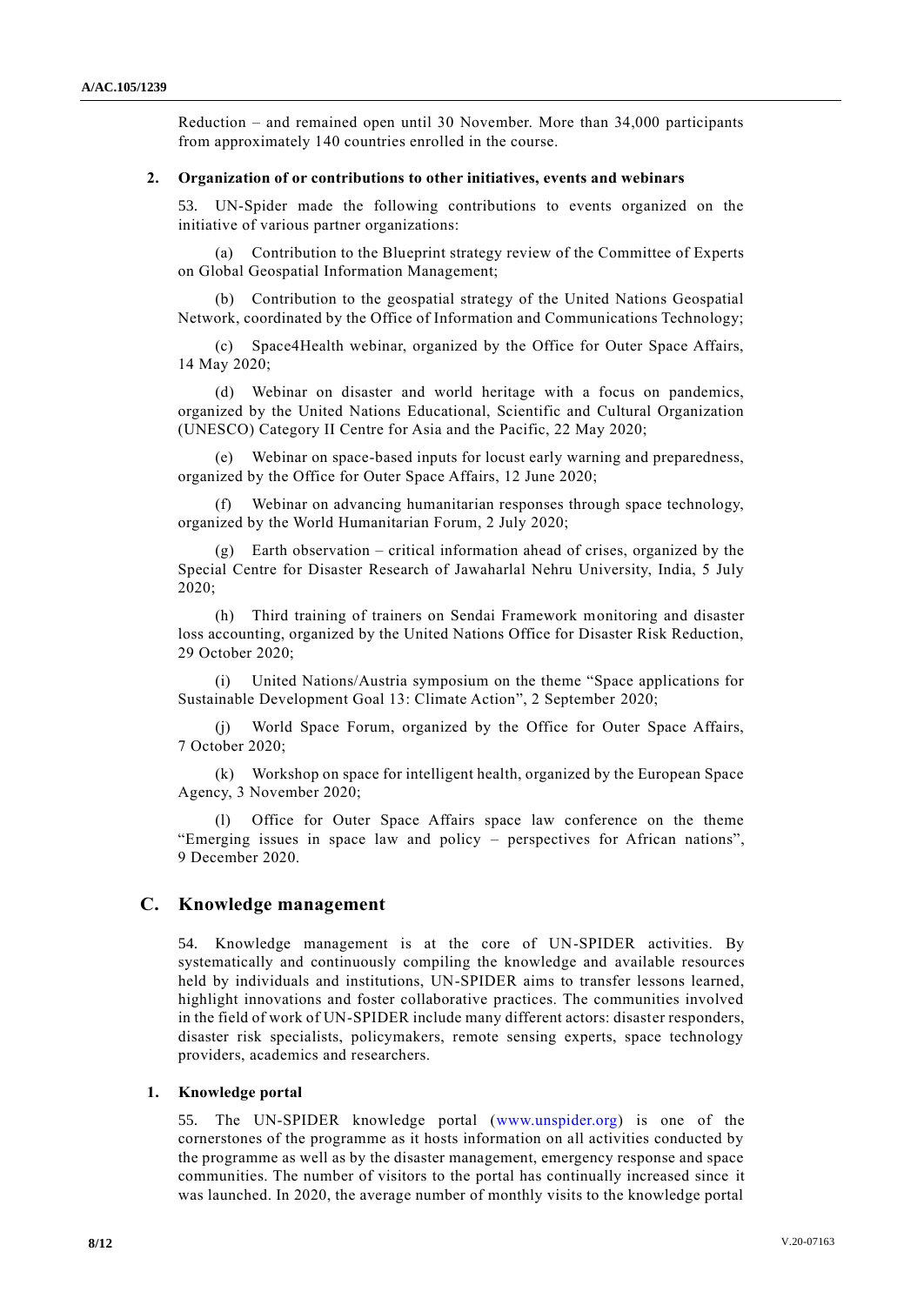Reduction – and remained open until 30 November. More than 34,000 participants from approximately 140 countries enrolled in the course.

### 2. Organization of or contributions to other initiatives, events and webinars

53. UN-Spider made the following contributions to events organized on the initiative of various partner organizations:

(a) Contribution to the Blueprint strategy review of the Committee of Experts on Global Geospatial Information Management;

(b) Contribution to the geospatial strategy of the United Nations Geospatial Network, coordinated by the Office of Information and Communications Technology;

(c) Space4Health webinar, organized by the Office for Outer Space Affairs, 14 May 2020;

(d) Webinar on disaster and world heritage with a focus on pandemics, organized by the United Nations Educational, Scientific and Cultural Organization (UNESCO) Category II Centre for Asia and the Pacific, 22 May 2020;

(e) Webinar on space-based inputs for locust early warning and preparedness, organized by the Office for Outer Space Affairs, 12 June 2020;

(f) Webinar on advancing humanitarian responses through space technology, organized by the World Humanitarian Forum, 2 July 2020;

(g) Earth observation – critical information ahead of crises, organized by the Special Centre for Disaster Research of Jawaharlal Nehru University, India, 5 July 2020;

(h) Third training of trainers on Sendai Framework monitoring and disaster loss accounting, organized by the United Nations Office for Disaster Risk Reduction, 29 October 2020;

(i) United Nations/Austria symposium on the theme "Space applications for Sustainable Development Goal 13: Climate Action", 2 September 2020;

(j) World Space Forum, organized by the Office for Outer Space Affairs, 7 October 2020;

(k) Workshop on space for intelligent health, organized by the European Space Agency, 3 November 2020;

(l) Office for Outer Space Affairs space law conference on the theme "Emerging issues in space law and policy – perspectives for African nations", 9 December 2020.

## C. Knowledge management

54. Knowledge management is at the core of UN-SPIDER activities. By systematically and continuously compiling the knowledge and available resources held by individuals and institutions, UN-SPIDER aims to transfer lessons learned, highlight innovations and foster collaborative practices. The communities involved in the field of work of UN-SPIDER include many different actors: disaster responders, disaster risk specialists, policymakers, remote sensing experts, space technology providers, academics and researchers.

### 1. Knowledge portal

55. The UN-SPIDER knowledge portal (www.unspider.org) is one of the cornerstones of the programme as it hosts information on all activities conducted by the programme as well as by the disaster management, emergency response and space communities. The number of visitors to the portal has continually increased since it was launched. In 2020, the average number of monthly visits to the knowledge portal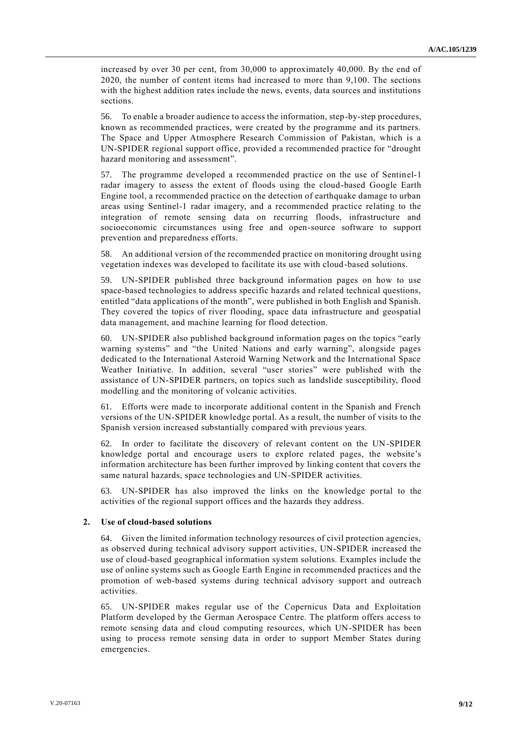increased by over 30 per cent, from 30,000 to approximately 40,000. By the end of 2020, the number of content items had increased to more than 9,100. The sections with the highest addition rates include the news, events, data sources and institutions sections.

56. To enable a broader audience to access the information, step-by-step procedures, known as recommended practices, were created by the programme and its partners. The Space and Upper Atmosphere Research Commission of Pakistan, which is a UN-SPIDER regional support office, provided a recommended practice for "drought hazard monitoring and assessment".

57. The programme developed a recommended practice on the use of Sentinel-1 radar imagery to assess the extent of floods using the cloud-based Google Earth Engine tool, a recommended practice on the detection of earthquake damage to urban areas using Sentinel-1 radar imagery, and a recommended practice relating to the integration of remote sensing data on recurring floods, infrastructure and socioeconomic circumstances using free and open-source software to support prevention and preparedness efforts.

58. An additional version of the recommended practice on monitoring drought using vegetation indexes was developed to facilitate its use with cloud-based solutions.

59. UN-SPIDER published three background information pages on how to use space-based technologies to address specific hazards and related technical questions, entitled "data applications of the month", were published in both English and Spanish. They covered the topics of river flooding, space data infrastructure and geospatial data management, and machine learning for flood detection.

60. UN-SPIDER also published background information pages on the topics "early warning systems" and "the United Nations and early warning", alongside pages dedicated to the International Asteroid Warning Network and the International Space Weather Initiative. In addition, several "user stories" were published with the assistance of UN-SPIDER partners, on topics such as landslide susceptibility, flood modelling and the monitoring of volcanic activities.

61. Efforts were made to incorporate additional content in the Spanish and French versions of the UN-SPIDER knowledge portal. As a result, the number of visits to the Spanish version increased substantially compared with previous years.

62. In order to facilitate the discovery of relevant content on the UN-SPIDER knowledge portal and encourage users to explore related pages, the website's information architecture has been further improved by linking content that covers the same natural hazards, space technologies and UN-SPIDER activities.

63. UN-SPIDER has also improved the links on the knowledge portal to the activities of the regional support offices and the hazards they address.

### 2. Use of cloud-based solutions

64. Given the limited information technology resources of civil protection agencies, as observed during technical advisory support activities, UN-SPIDER increased the use of cloud-based geographical information system solutions. Examples include the use of online systems such as Google Earth Engine in recommended practices and the promotion of web-based systems during technical advisory support and outreach activities.

65. UN-SPIDER makes regular use of the Copernicus Data and Exploitation Platform developed by the German Aerospace Centre. The platform offers access to remote sensing data and cloud computing resources, which UN-SPIDER has been using to process remote sensing data in order to support Member States during emergencies.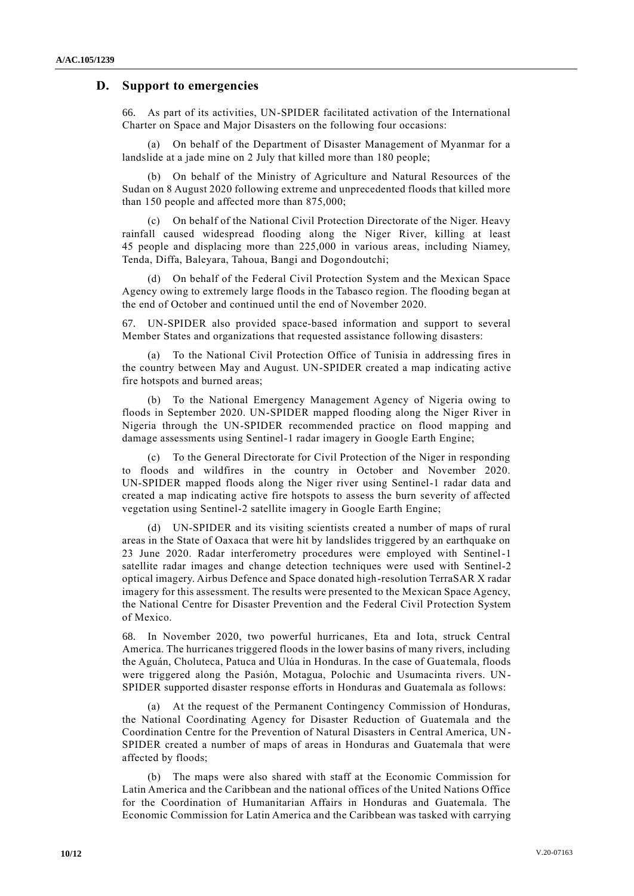## D. Support to emergencies

66. As part of its activities, UN-SPIDER facilitated activation of the International Charter on Space and Major Disasters on the following four occasions:

(a) On behalf of the Department of Disaster Management of Myanmar for a landslide at a jade mine on 2 July that killed more than 180 people;

(b) On behalf of the Ministry of Agriculture and Natural Resources of the Sudan on 8 August 2020 following extreme and unprecedented floods that killed more than 150 people and affected more than 875,000;

(c) On behalf of the National Civil Protection Directorate of the Niger. Heavy rainfall caused widespread flooding along the Niger River, killing at least 45 people and displacing more than 225,000 in various areas, including Niamey, Tenda, Diffa, Baleyara, Tahoua, Bangi and Dogondoutchi;

(d) On behalf of the Federal Civil Protection System and the Mexican Space Agency owing to extremely large floods in the Tabasco region. The flooding began at the end of October and continued until the end of November 2020.

67. UN-SPIDER also provided space-based information and support to several Member States and organizations that requested assistance following disasters:

(a) To the National Civil Protection Office of Tunisia in addressing fires in the country between May and August. UN-SPIDER created a map indicating active fire hotspots and burned areas;

(b) To the National Emergency Management Agency of Nigeria owing to floods in September 2020. UN-SPIDER mapped flooding along the Niger River in Nigeria through the UN-SPIDER recommended practice on flood mapping and damage assessments using Sentinel-1 radar imagery in Google Earth Engine;

(c) To the General Directorate for Civil Protection of the Niger in responding to floods and wildfires in the country in October and November 2020. UN-SPIDER mapped floods along the Niger river using Sentinel-1 radar data and created a map indicating active fire hotspots to assess the burn severity of affected vegetation using Sentinel-2 satellite imagery in Google Earth Engine;

(d) UN-SPIDER and its visiting scientists created a number of maps of rural areas in the State of Oaxaca that were hit by landslides triggered by an earthquake on 23 June 2020. Radar interferometry procedures were employed with Sentinel-1 satellite radar images and change detection techniques were used with Sentinel-2 optical imagery. Airbus Defence and Space donated high-resolution TerraSAR X radar imagery for this assessment. The results were presented to the Mexican Space Agency, the National Centre for Disaster Prevention and the Federal Civil Protection System of Mexico.

68. In November 2020, two powerful hurricanes, Eta and Iota, struck Central America. The hurricanes triggered floods in the lower basins of many rivers, including the Aguán, Choluteca, Patuca and Ulúa in Honduras. In the case of Guatemala, floods were triggered along the Pasión, Motagua, Polochic and Usumacinta rivers. UN-SPIDER supported disaster response efforts in Honduras and Guatemala as follows:

(a) At the request of the Permanent Contingency Commission of Honduras, the National Coordinating Agency for Disaster Reduction of Guatemala and the Coordination Centre for the Prevention of Natural Disasters in Central America, UN-SPIDER created a number of maps of areas in Honduras and Guatemala that were affected by floods;

(b) The maps were also shared with staff at the Economic Commission for Latin America and the Caribbean and the national offices of the United Nations Office for the Coordination of Humanitarian Affairs in Honduras and Guatemala. The Economic Commission for Latin America and the Caribbean was tasked with carrying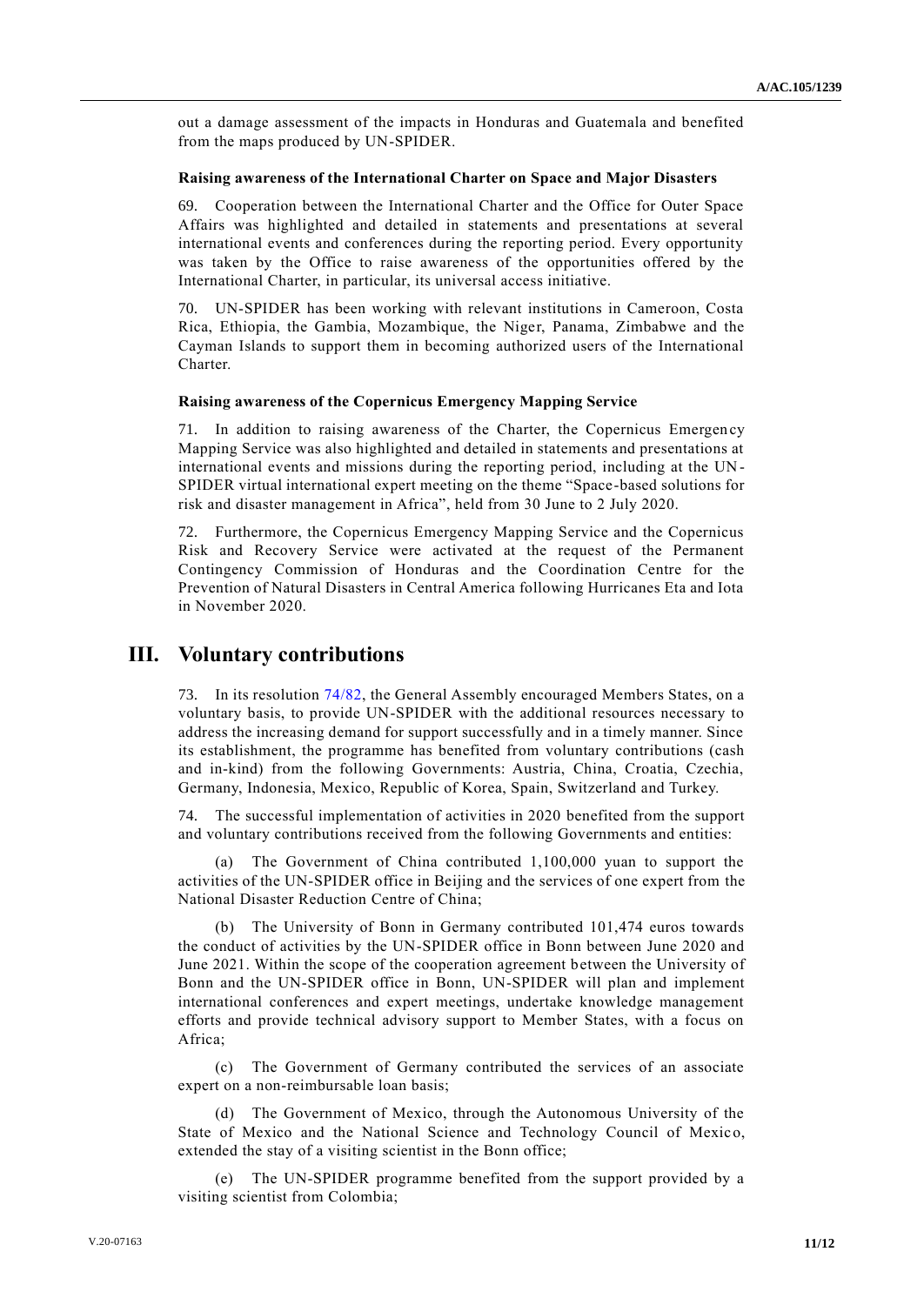out a damage assessment of the impacts in Honduras and Guatemala and benefited from the maps produced by UN-SPIDER.

**Raising awareness of the International Charter on Space and Major Disasters**

69. Cooperation between the International Charter and the Office for Outer Space Affairs was highlighted and detailed in statements and presentations at several international events and conferences during the reporting period. Every opportunity was taken by the Office to raise awareness of the opportunities offered by the International Charter, in particular, its universal access initiative.

70. UN-SPIDER has been working with relevant institutions in Cameroon, Costa Rica, Ethiopia, the Gambia, Mozambique, the Niger, Panama, Zimbabwe and the Cayman Islands to support them in becoming authorized users of the International Charter.

**Raising awareness of the Copernicus Emergency Mapping Service**

71. In addition to raising awareness of the Charter, the Copernicus Emergency Mapping Service was also highlighted and detailed in statements and presentations at international events and missions during the reporting period, including at the UN-SPIDER virtual international expert meeting on the theme "Space-based solutions for risk and disaster management in Africa", held from 30 June to 2 July 2020.

72. Furthermore, the Copernicus Emergency Mapping Service and the Copernicus Risk and Recovery Service were activated at the request of the Permanent Contingency Commission of Honduras and the Coordination Centre for the Prevention of Natural Disasters in Central America following Hurricanes Eta and Iota in November 2020.

## III. Voluntary contributions

73. In its resolution 74/82, the General Assembly encouraged Members States, on a voluntary basis, to provide UN-SPIDER with the additional resources necessary to address the increasing demand for support successfully and in a timely manner. Since its establishment, the programme has benefited from voluntary contributions (cash and in-kind) from the following Governments: Austria, China, Croatia, Czechia, Germany, Indonesia, Mexico, Republic of Korea, Spain, Switzerland and Turkey.

74. The successful implementation of activities in 2020 benefited from the support and voluntary contributions received from the following Governments and entities:

(a) The Government of China contributed 1,100,000 yuan to support the activities of the UN-SPIDER office in Beijing and the services of one expert from the National Disaster Reduction Centre of China;

(b) The University of Bonn in Germany contributed 101,474 euros towards the conduct of activities by the UN-SPIDER office in Bonn between June 2020 and June 2021. Within the scope of the cooperation agreement between the University of Bonn and the UN-SPIDER office in Bonn, UN-SPIDER will plan and implement international conferences and expert meetings, undertake knowledge management efforts and provide technical advisory support to Member States, with a focus on Africa;

(c) The Government of Germany contributed the services of an associate expert on a non-reimbursable loan basis;

(d) The Government of Mexico, through the Autonomous University of the State of Mexico and the National Science and Technology Council of Mexico, extended the stay of a visiting scientist in the Bonn office;

(e) The UN-SPIDER programme benefited from the support provided by a visiting scientist from Colombia;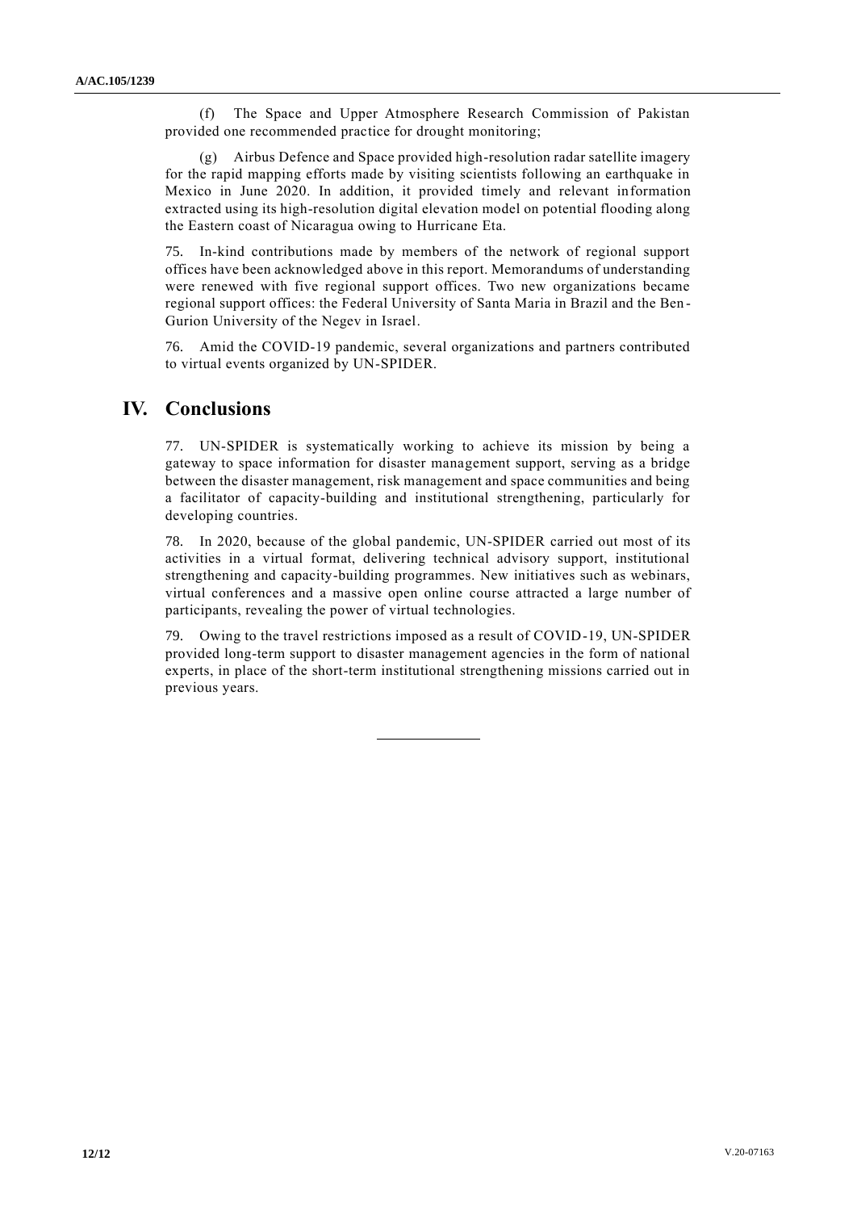(f) The Space and Upper Atmosphere Research Commission of Pakistan provided one recommended practice for drought monitoring;

(g) Airbus Defence and Space provided high-resolution radar satellite imagery for the rapid mapping efforts made by visiting scientists following an earthquake in Mexico in June 2020. In addition, it provided timely and relevant information extracted using its high-resolution digital elevation model on potential flooding along the Eastern coast of Nicaragua owing to Hurricane Eta.

75. In-kind contributions made by members of the network of regional support offices have been acknowledged above in this report. Memorandums of understanding were renewed with five regional support offices. Two new organizations became regional support offices: the Federal University of Santa Maria in Brazil and the Ben-Gurion University of the Negev in Israel.

76. Amid the COVID-19 pandemic, several organizations and partners contributed to virtual events organized by UN-SPIDER.

# IV. Conclusions

77. UN-SPIDER is systematically working to achieve its mission by being a gateway to space information for disaster management support, serving as a bridge between the disaster management, risk management and space communities and being a facilitator of capacity-building and institutional strengthening, particularly for developing countries.

78. In 2020, because of the global pandemic, UN-SPIDER carried out most of its activities in a virtual format, delivering technical advisory support, institutional strengthening and capacity-building programmes. New initiatives such as webinars, virtual conferences and a massive open online course attracted a large number of participants, revealing the power of virtual technologies.

79. Owing to the travel restrictions imposed as a result of COVID-19, UN-SPIDER provided long-term support to disaster management agencies in the form of national experts, in place of the short-term institutional strengthening missions carried out in previous years.